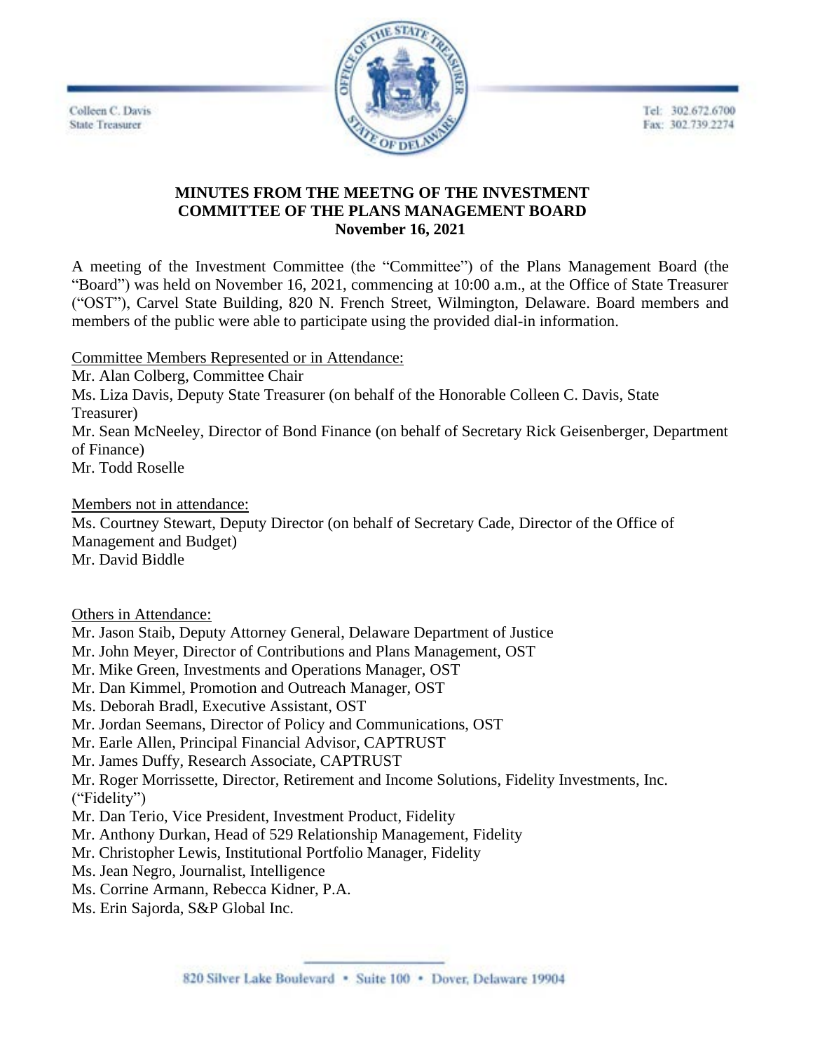Colleen C. Davis
State Treasurer

Tel: 302.672.6700
Fax: 302.739.2274

**MINUTES FROM THE MEETNG OF THE INVESTMENT COMMITTEE OF THE PLANS MANAGEMENT BOARD**
**November 16, 2021**

A meeting of the Investment Committee (the "Committee") of the Plans Management Board (the "Board") was held on November 16, 2021, commencing at 10:00 a.m., at the Office of State Treasurer ("OST"), Carvel State Building, 820 N. French Street, Wilmington, Delaware. Board members and members of the public were able to participate using the provided dial-in information.

Committee Members Represented or in Attendance:
Mr. Alan Colberg, Committee Chair
Ms. Liza Davis, Deputy State Treasurer (on behalf of the Honorable Colleen C. Davis, State Treasurer)
Mr. Sean McNeeley, Director of Bond Finance (on behalf of Secretary Rick Geisenberger, Department of Finance)
Mr. Todd Roselle

Members not in attendance:
Ms. Courtney Stewart, Deputy Director (on behalf of Secretary Cade, Director of the Office of Management and Budget)
Mr. David Biddle

Others in Attendance:
Mr. Jason Staib, Deputy Attorney General, Delaware Department of Justice
Mr. John Meyer, Director of Contributions and Plans Management, OST
Mr. Mike Green, Investments and Operations Manager, OST
Mr. Dan Kimmel, Promotion and Outreach Manager, OST
Ms. Deborah Bradl, Executive Assistant, OST
Mr. Jordan Seemans, Director of Policy and Communications, OST
Mr. Earle Allen, Principal Financial Advisor, CAPTRUST
Mr. James Duffy, Research Associate, CAPTRUST
Mr. Roger Morrissette, Director, Retirement and Income Solutions, Fidelity Investments, Inc. ("Fidelity")
Mr. Dan Terio, Vice President, Investment Product, Fidelity
Mr. Anthony Durkan, Head of 529 Relationship Management, Fidelity
Mr. Christopher Lewis, Institutional Portfolio Manager, Fidelity
Ms. Jean Negro, Journalist, Intelligence
Ms. Corrine Armann, Rebecca Kidner, P.A.
Ms. Erin Sajorda, S&P Global Inc.

820 Silver Lake Boulevard • Suite 100 • Dover, Delaware 19904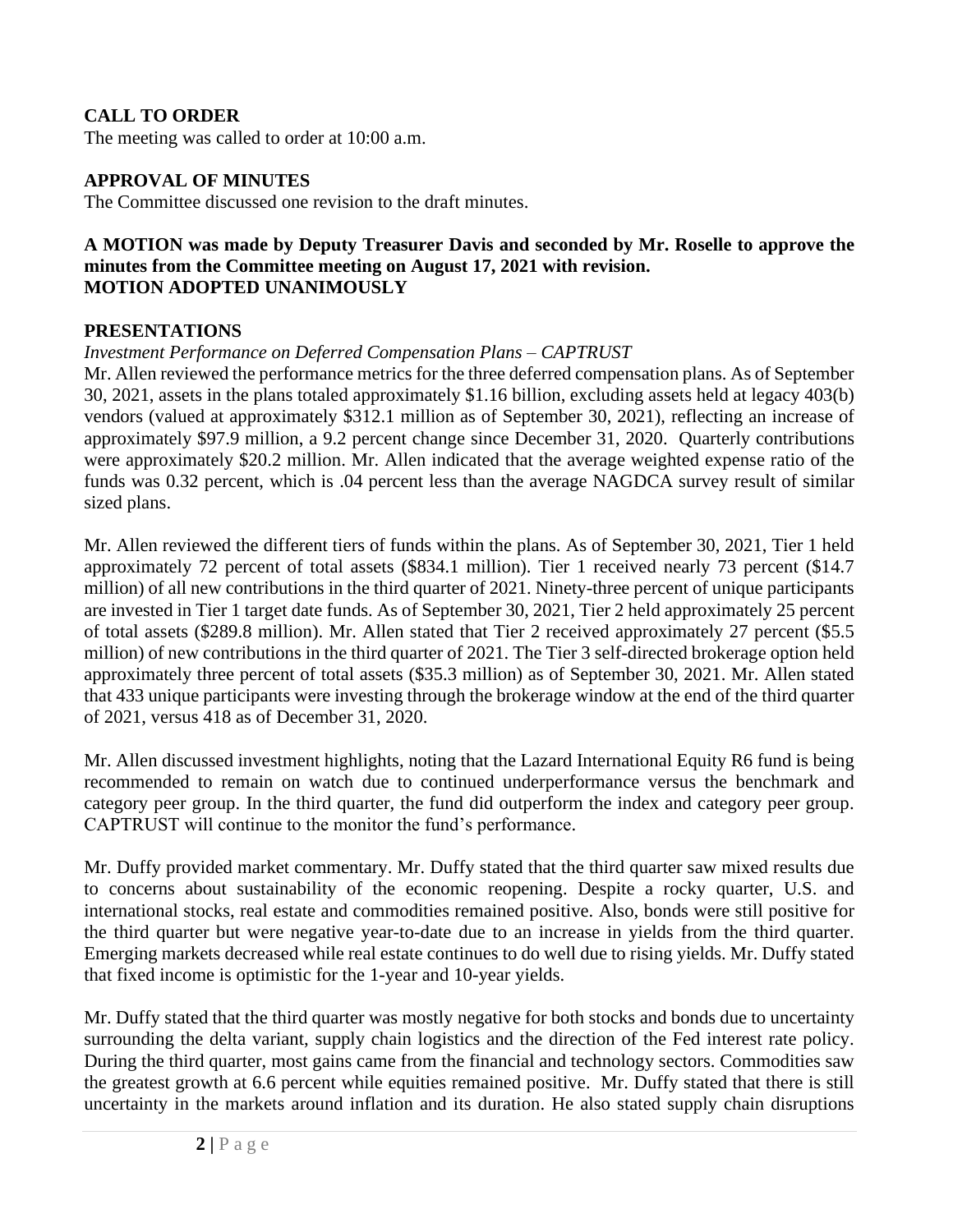## CALL TO ORDER

The meeting was called to order at 10:00 a.m.

## APPROVAL OF MINUTES

The Committee discussed one revision to the draft minutes.

**A MOTION was made by Deputy Treasurer Davis and seconded by Mr. Roselle to approve the minutes from the Committee meeting on August 17, 2021 with revision.**
**MOTION ADOPTED UNANIMOUSLY**

## PRESENTATIONS

*Investment Performance on Deferred Compensation Plans – CAPTRUST*

Mr. Allen reviewed the performance metrics for the three deferred compensation plans. As of September 30, 2021, assets in the plans totaled approximately $1.16 billion, excluding assets held at legacy 403(b) vendors (valued at approximately $312.1 million as of September 30, 2021), reflecting an increase of approximately $97.9 million, a 9.2 percent change since December 31, 2020. Quarterly contributions were approximately $20.2 million. Mr. Allen indicated that the average weighted expense ratio of the funds was 0.32 percent, which is .04 percent less than the average NAGDCA survey result of similar sized plans.

Mr. Allen reviewed the different tiers of funds within the plans. As of September 30, 2021, Tier 1 held approximately 72 percent of total assets ($834.1 million). Tier 1 received nearly 73 percent ($14.7 million) of all new contributions in the third quarter of 2021. Ninety-three percent of unique participants are invested in Tier 1 target date funds. As of September 30, 2021, Tier 2 held approximately 25 percent of total assets ($289.8 million). Mr. Allen stated that Tier 2 received approximately 27 percent ($5.5 million) of new contributions in the third quarter of 2021. The Tier 3 self-directed brokerage option held approximately three percent of total assets ($35.3 million) as of September 30, 2021. Mr. Allen stated that 433 unique participants were investing through the brokerage window at the end of the third quarter of 2021, versus 418 as of December 31, 2020.

Mr. Allen discussed investment highlights, noting that the Lazard International Equity R6 fund is being recommended to remain on watch due to continued underperformance versus the benchmark and category peer group. In the third quarter, the fund did outperform the index and category peer group. CAPTRUST will continue to the monitor the fund's performance.

Mr. Duffy provided market commentary. Mr. Duffy stated that the third quarter saw mixed results due to concerns about sustainability of the economic reopening. Despite a rocky quarter, U.S. and international stocks, real estate and commodities remained positive. Also, bonds were still positive for the third quarter but were negative year-to-date due to an increase in yields from the third quarter. Emerging markets decreased while real estate continues to do well due to rising yields. Mr. Duffy stated that fixed income is optimistic for the 1-year and 10-year yields.

Mr. Duffy stated that the third quarter was mostly negative for both stocks and bonds due to uncertainty surrounding the delta variant, supply chain logistics and the direction of the Fed interest rate policy. During the third quarter, most gains came from the financial and technology sectors. Commodities saw the greatest growth at 6.6 percent while equities remained positive. Mr. Duffy stated that there is still uncertainty in the markets around inflation and its duration. He also stated supply chain disruptions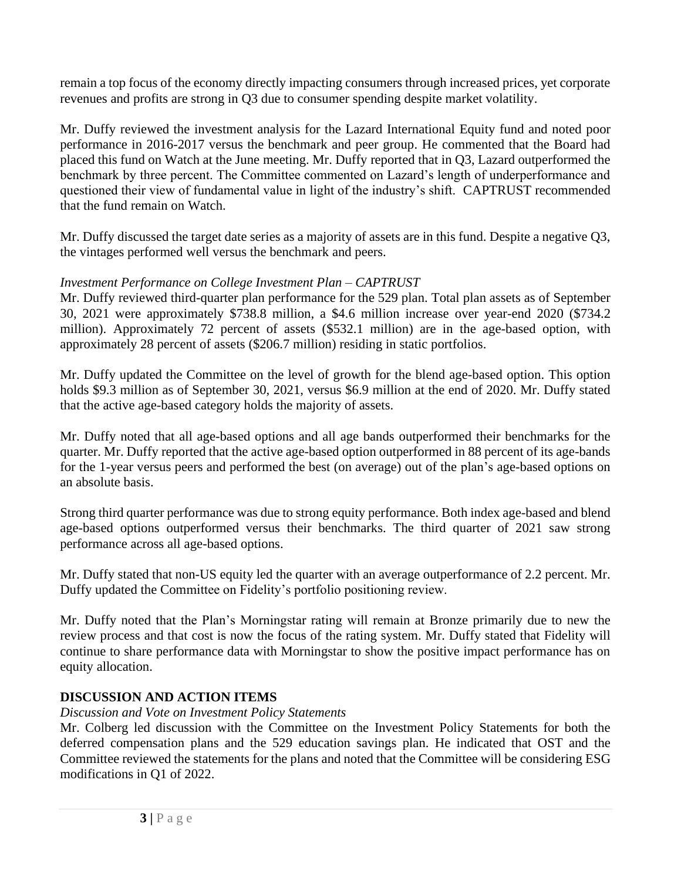remain a top focus of the economy directly impacting consumers through increased prices, yet corporate revenues and profits are strong in Q3 due to consumer spending despite market volatility.

Mr. Duffy reviewed the investment analysis for the Lazard International Equity fund and noted poor performance in 2016-2017 versus the benchmark and peer group. He commented that the Board had placed this fund on Watch at the June meeting. Mr. Duffy reported that in Q3, Lazard outperformed the benchmark by three percent. The Committee commented on Lazard's length of underperformance and questioned their view of fundamental value in light of the industry's shift. CAPTRUST recommended that the fund remain on Watch.

Mr. Duffy discussed the target date series as a majority of assets are in this fund. Despite a negative Q3, the vintages performed well versus the benchmark and peers.

*Investment Performance on College Investment Plan – CAPTRUST*

Mr. Duffy reviewed third-quarter plan performance for the 529 plan. Total plan assets as of September 30, 2021 were approximately $738.8 million, a $4.6 million increase over year-end 2020 ($734.2 million). Approximately 72 percent of assets ($532.1 million) are in the age-based option, with approximately 28 percent of assets ($206.7 million) residing in static portfolios.

Mr. Duffy updated the Committee on the level of growth for the blend age-based option. This option holds $9.3 million as of September 30, 2021, versus $6.9 million at the end of 2020. Mr. Duffy stated that the active age-based category holds the majority of assets.

Mr. Duffy noted that all age-based options and all age bands outperformed their benchmarks for the quarter. Mr. Duffy reported that the active age-based option outperformed in 88 percent of its age-bands for the 1-year versus peers and performed the best (on average) out of the plan's age-based options on an absolute basis.

Strong third quarter performance was due to strong equity performance. Both index age-based and blend age-based options outperformed versus their benchmarks. The third quarter of 2021 saw strong performance across all age-based options.

Mr. Duffy stated that non-US equity led the quarter with an average outperformance of 2.2 percent. Mr. Duffy updated the Committee on Fidelity's portfolio positioning review.

Mr. Duffy noted that the Plan's Morningstar rating will remain at Bronze primarily due to new the review process and that cost is now the focus of the rating system. Mr. Duffy stated that Fidelity will continue to share performance data with Morningstar to show the positive impact performance has on equity allocation.

## DISCUSSION AND ACTION ITEMS

*Discussion and Vote on Investment Policy Statements*

Mr. Colberg led discussion with the Committee on the Investment Policy Statements for both the deferred compensation plans and the 529 education savings plan. He indicated that OST and the Committee reviewed the statements for the plans and noted that the Committee will be considering ESG modifications in Q1 of 2022.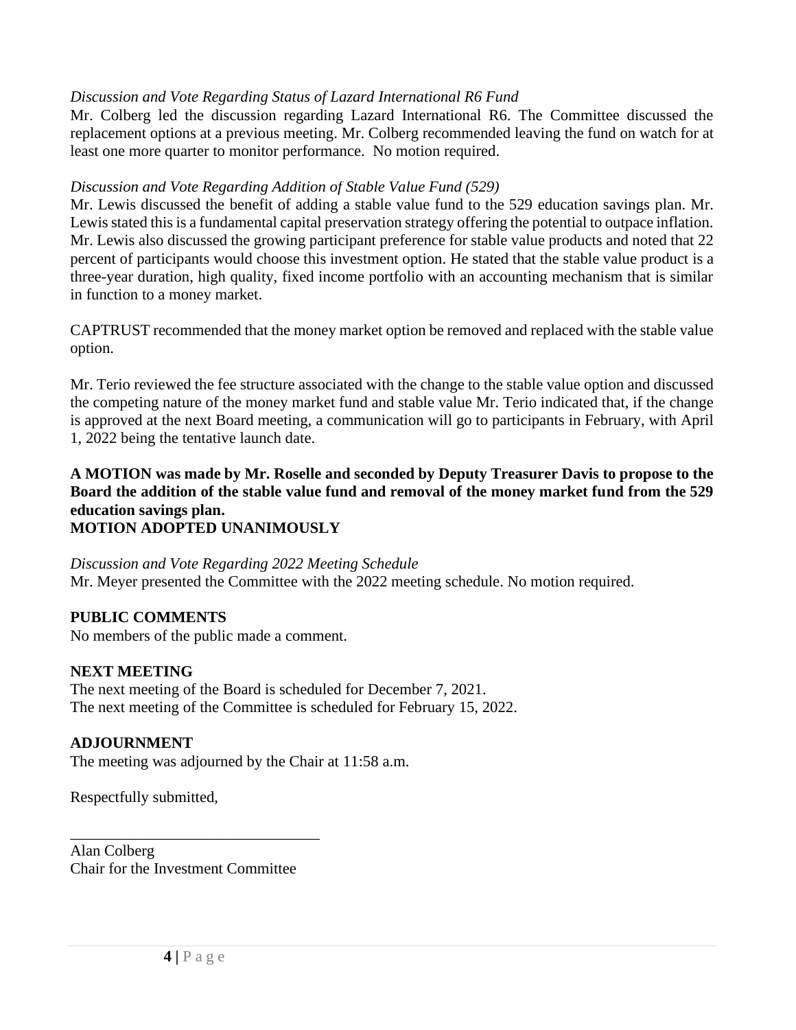*Discussion and Vote Regarding Status of Lazard International R6 Fund*
Mr. Colberg led the discussion regarding Lazard International R6. The Committee discussed the replacement options at a previous meeting. Mr. Colberg recommended leaving the fund on watch for at least one more quarter to monitor performance. No motion required.

*Discussion and Vote Regarding Addition of Stable Value Fund (529)*
Mr. Lewis discussed the benefit of adding a stable value fund to the 529 education savings plan. Mr. Lewis stated this is a fundamental capital preservation strategy offering the potential to outpace inflation. Mr. Lewis also discussed the growing participant preference for stable value products and noted that 22 percent of participants would choose this investment option. He stated that the stable value product is a three-year duration, high quality, fixed income portfolio with an accounting mechanism that is similar in function to a money market.

CAPTRUST recommended that the money market option be removed and replaced with the stable value option.

Mr. Terio reviewed the fee structure associated with the change to the stable value option and discussed the competing nature of the money market fund and stable value Mr. Terio indicated that, if the change is approved at the next Board meeting, a communication will go to participants in February, with April 1, 2022 being the tentative launch date.

**A MOTION was made by Mr. Roselle and seconded by Deputy Treasurer Davis to propose to the Board the addition of the stable value fund and removal of the money market fund from the 529 education savings plan.**
**MOTION ADOPTED UNANIMOUSLY**

*Discussion and Vote Regarding 2022 Meeting Schedule*
Mr. Meyer presented the Committee with the 2022 meeting schedule. No motion required.

**PUBLIC COMMENTS**
No members of the public made a comment.

**NEXT MEETING**
The next meeting of the Board is scheduled for December 7, 2021.
The next meeting of the Committee is scheduled for February 15, 2022.

**ADJOURNMENT**
The meeting was adjourned by the Chair at 11:58 a.m.

Respectfully submitted,

\_\_\_\_\_\_\_\_\_\_\_\_\_\_\_\_\_\_\_\_\_\_\_\_\_\_\_\_\_\_\_\_
Alan Colberg
Chair for the Investment Committee